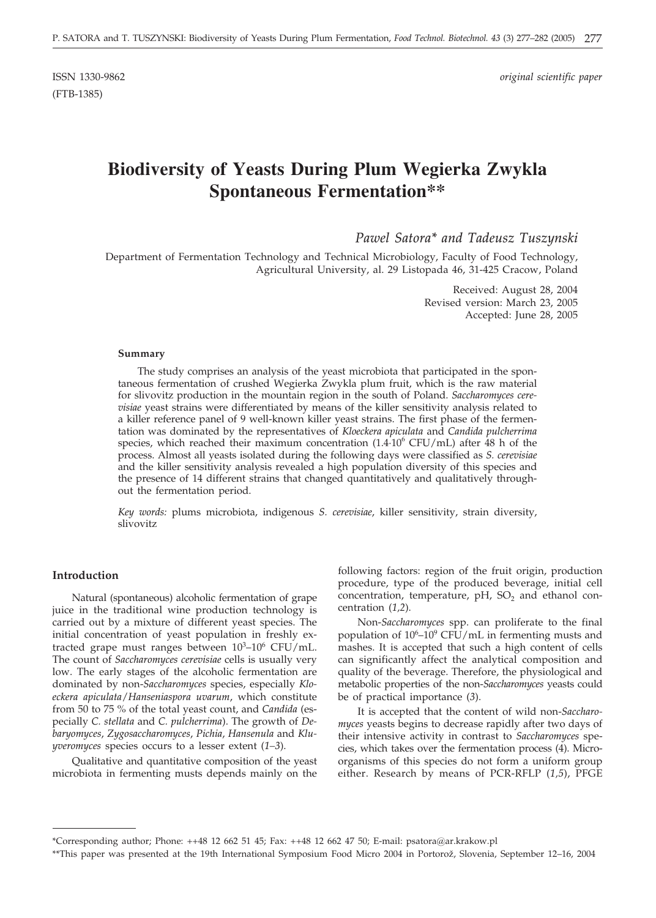ISSN 1330-9862 *original scientific paper*

(FTB-1385)

# Biodiversity of Yeasts During Plum Wegierka Zwykla Spontaneous Fermentation**

*Pawel Satora* and Tadeusz Tuszynski*

Department of Fermentation Technology and Technical Microbiology, Faculty of Food Technology, Agricultural University, al. 29 Listopada 46, 31-425 Cracow, Poland

Received: August 28, 2004
Revised version: March 23, 2005
Accepted: June 28, 2005

#### Summary

The study comprises an analysis of the yeast microbiota that participated in the spontaneous fermentation of crushed Wegierka Zwykla plum fruit, which is the raw material for slivovitz production in the mountain region in the south of Poland. *Saccharomyces cerevisiae* yeast strains were differentiated by means of the killer sensitivity analysis related to a killer reference panel of 9 well-known killer yeast strains. The first phase of the fermentation was dominated by the representatives of *Kloeckera apiculata* and *Candida pulcherrima* species, which reached their maximum concentration ($1.4 \cdot 10^6$ CFU/mL) after 48 h of the process. Almost all yeasts isolated during the following days were classified as *S. cerevisiae* and the killer sensitivity analysis revealed a high population diversity of this species and the presence of 14 different strains that changed quantitatively and qualitatively throughout the fermentation period.

*Key words:* plums microbiota, indigenous *S. cerevisiae*, killer sensitivity, strain diversity, slivovitz

#### Introduction

Natural (spontaneous) alcoholic fermentation of grape juice in the traditional wine production technology is carried out by a mixture of different yeast species. The initial concentration of yeast population in freshly extracted grape must ranges between $10^3$–$10^6$ CFU/mL. The count of *Saccharomyces cerevisiae* cells is usually very low. The early stages of the alcoholic fermentation are dominated by non-*Saccharomyces* species, especially *Kloeckera apiculata*/*Hanseniaspora uvarum*, which constitute from 50 to 75 % of the total yeast count, and *Candida* (especially *C. stellata* and *C. pulcherrima*). The growth of *Debaryomyces*, *Zygosaccharomyces*, *Pichia*, *Hansenula* and *Kluyveromyces* species occurs to a lesser extent (*1–3*).

Qualitative and quantitative composition of the yeast microbiota in fermenting musts depends mainly on the following factors: region of the fruit origin, production procedure, type of the produced beverage, initial cell concentration, temperature, pH, $SO_2$ and ethanol concentration (*1,2*).

Non-*Saccharomyces* spp. can proliferate to the final population of $10^6$–$10^9$ CFU/mL in fermenting musts and mashes. It is accepted that such a high content of cells can significantly affect the analytical composition and quality of the beverage. Therefore, the physiological and metabolic properties of the non-*Saccharomyces* yeasts could be of practical importance (*3*).

It is accepted that the content of wild non-*Saccharomyces* yeasts begins to decrease rapidly after two days of their intensive activity in contrast to *Saccharomyces* species, which takes over the fermentation process (4). Microorganisms of this species do not form a uniform group either. Research by means of PCR-RFLP (*1,5*), PFGE

---

*Corresponding author; Phone: ++48 12 662 51 45; Fax: ++48 12 662 47 50; E-mail: psatora@ar.krakow.pl

**This paper was presented at the 19th International Symposium Food Micro 2004 in Portorož, Slovenia, September 12–16, 2004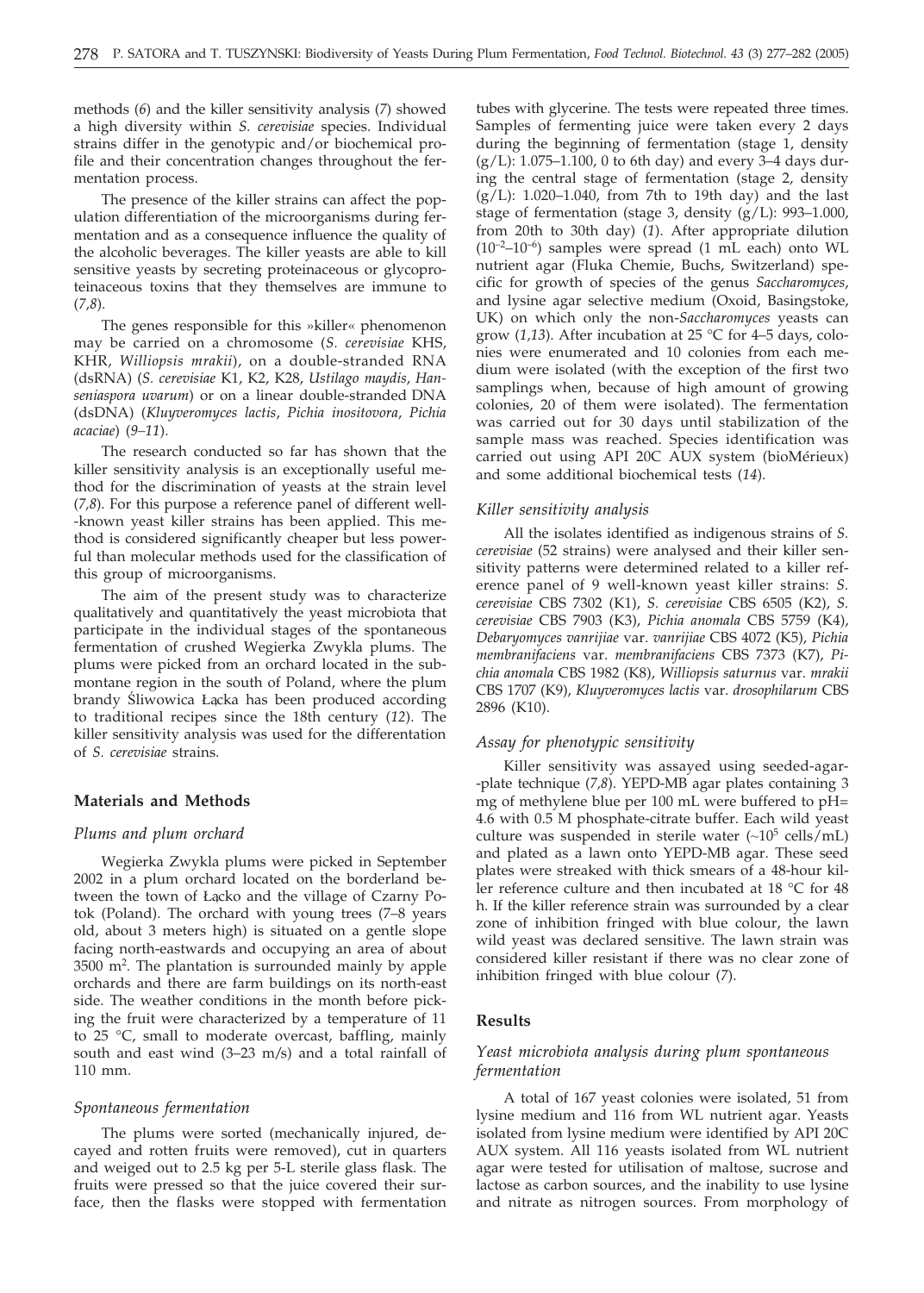methods (*6*) and the killer sensitivity analysis (*7*) showed a high diversity within *S. cerevisiae* species. Individual strains differ in the genotypic and/or biochemical profile and their concentration changes throughout the fermentation process.

The presence of the killer strains can affect the population differentiation of the microorganisms during fermentation and as a consequence influence the quality of the alcoholic beverages. The killer yeasts are able to kill sensitive yeasts by secreting proteinaceous or glycoproteinaceous toxins that they themselves are immune to (*7,8*).

The genes responsible for this »killer« phenomenon may be carried on a chromosome (*S. cerevisiae* KHS, KHR, *Williopsis mrakii*), on a double-stranded RNA (dsRNA) (*S. cerevisiae* K1, K2, K28, *Ustilago maydis*, *Hanseniaspora uvarum*) or on a linear double-stranded DNA (dsDNA) (*Kluyveromyces lactis*, *Pichia inositovora*, *Pichia acaciae*) (*9–11*).

The research conducted so far has shown that the killer sensitivity analysis is an exceptionally useful method for the discrimination of yeasts at the strain level (*7,8*). For this purpose a reference panel of different well-known yeast killer strains has been applied. This method is considered significantly cheaper but less powerful than molecular methods used for the classification of this group of microorganisms.

The aim of the present study was to characterize qualitatively and quantitatively the yeast microbiota that participate in the individual stages of the spontaneous fermentation of crushed Wegierka Zwykla plums. The plums were picked from an orchard located in the submontane region in the south of Poland, where the plum brandy Śliwowica Łącka has been produced according to traditional recipes since the 18th century (*12*). The killer sensitivity analysis was used for the differentation of *S. cerevisiae* strains.

## Materials and Methods

### *Plums and plum orchard*

Wegierka Zwykla plums were picked in September 2002 in a plum orchard located on the borderland between the town of Łącko and the village of Czarny Potok (Poland). The orchard with young trees (7–8 years old, about 3 meters high) is situated on a gentle slope facing north-eastwards and occupying an area of about 3500 $m^2$. The plantation is surrounded mainly by apple orchards and there are farm buildings on its north-east side. The weather conditions in the month before picking the fruit were characterized by a temperature of 11 to 25 °C, small to moderate overcast, baffling, mainly south and east wind (3–23 m/s) and a total rainfall of 110 mm.

### *Spontaneous fermentation*

The plums were sorted (mechanically injured, decayed and rotten fruits were removed), cut in quarters and weiged out to 2.5 kg per 5-L sterile glass flask. The fruits were pressed so that the juice covered their surface, then the flasks were stopped with fermentation tubes with glycerine. The tests were repeated three times. Samples of fermenting juice were taken every 2 days during the beginning of fermentation (stage 1, density (g/L): 1.075–1.100, 0 to 6th day) and every 3–4 days during the central stage of fermentation (stage 2, density (g/L): 1.020–1.040, from 7th to 19th day) and the last stage of fermentation (stage 3, density (g/L): 993–1.000, from 20th to 30th day) (*1*). After appropriate dilution ($10^{-2}$–$10^{-6}$) samples were spread (1 mL each) onto WL nutrient agar (Fluka Chemie, Buchs, Switzerland) specific for growth of species of the genus *Saccharomyces*, and lysine agar selective medium (Oxoid, Basingstoke, UK) on which only the non-*Saccharomyces* yeasts can grow (*1,13*). After incubation at 25 °C for 4–5 days, colonies were enumerated and 10 colonies from each medium were isolated (with the exception of the first two samplings when, because of high amount of growing colonies, 20 of them were isolated). The fermentation was carried out for 30 days until stabilization of the sample mass was reached. Species identification was carried out using API 20C AUX system (bioMérieux) and some additional biochemical tests (*14*).

### *Killer sensitivity analysis*

All the isolates identified as indigenous strains of *S. cerevisiae* (52 strains) were analysed and their killer sensitivity patterns were determined related to a killer reference panel of 9 well-known yeast killer strains: *S. cerevisiae* CBS 7302 (K1), *S. cerevisiae* CBS 6505 (K2), *S. cerevisiae* CBS 7903 (K3), *Pichia anomala* CBS 5759 (K4), *Debaryomyces vanrijiae* var. *vanrijiae* CBS 4072 (K5), *Pichia membranifaciens* var. *membranifaciens* CBS 7373 (K7), *Pichia anomala* CBS 1982 (K8), *Williopsis saturnus* var. *mrakii* CBS 1707 (K9), *Kluyveromyces lactis* var. *drosophilarum* CBS 2896 (K10).

### *Assay for phenotypic sensitivity*

Killer sensitivity was assayed using seeded-agar-plate technique (*7,8*). YEPD-MB agar plates containing 3 mg of methylene blue per 100 mL were buffered to pH= 4.6 with 0.5 M phosphate-citrate buffer. Each wild yeast culture was suspended in sterile water (~$10^5$ cells/mL) and plated as a lawn onto YEPD-MB agar. These seed plates were streaked with thick smears of a 48-hour killer reference culture and then incubated at 18 °C for 48 h. If the killer reference strain was surrounded by a clear zone of inhibition fringed with blue colour, the lawn wild yeast was declared sensitive. The lawn strain was considered killer resistant if there was no clear zone of inhibition fringed with blue colour (*7*).

## Results

### *Yeast microbiota analysis during plum spontaneous fermentation*

A total of 167 yeast colonies were isolated, 51 from lysine medium and 116 from WL nutrient agar. Yeasts isolated from lysine medium were identified by API 20C AUX system. All 116 yeasts isolated from WL nutrient agar were tested for utilisation of maltose, sucrose and lactose as carbon sources, and the inability to use lysine and nitrate as nitrogen sources. From morphology of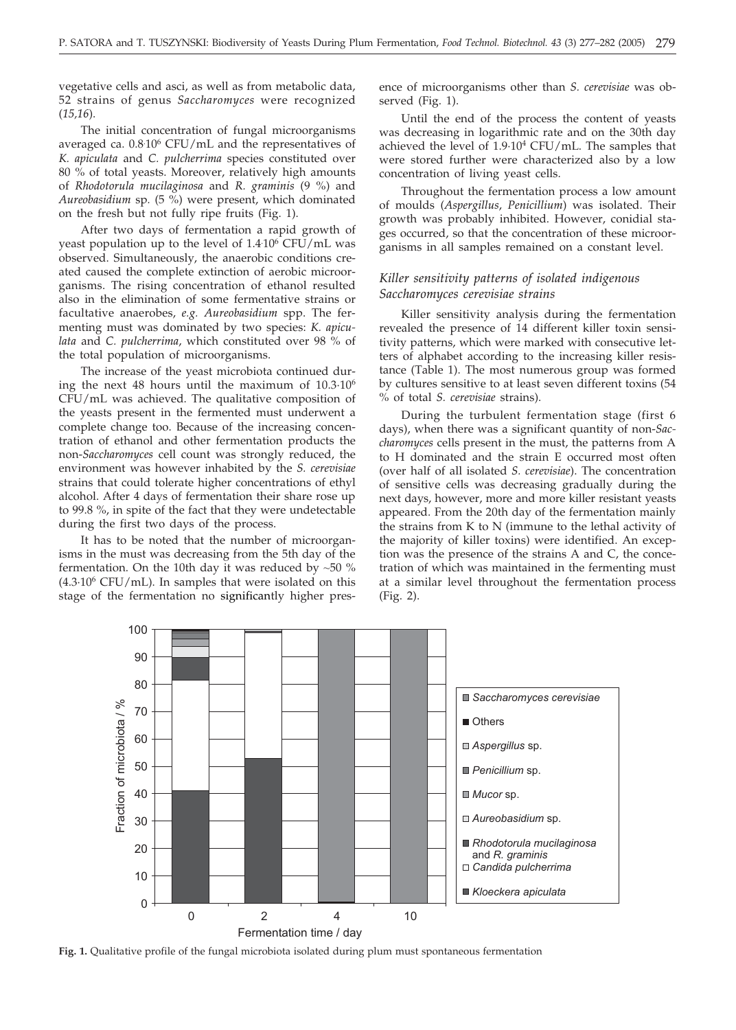vegetative cells and asci, as well as from metabolic data, 52 strains of genus *Saccharomyces* were recognized (*15,16*).

The initial concentration of fungal microorganisms averaged ca. $0.8 \cdot 10^6$ CFU/mL and the representatives of *K. apiculata* and *C. pulcherrima* species constituted over 80 % of total yeasts. Moreover, relatively high amounts of *Rhodotorula mucilaginosa* and *R. graminis* (9 %) and *Aureobasidium* sp. (5 %) were present, which dominated on the fresh but not fully ripe fruits (Fig. 1).

After two days of fermentation a rapid growth of yeast population up to the level of $1.4 \cdot 10^6$ CFU/mL was observed. Simultaneously, the anaerobic conditions created caused the complete extinction of aerobic microorganisms. The rising concentration of ethanol resulted also in the elimination of some fermentative strains or facultative anaerobes, *e.g. Aureobasidium* spp. The fermenting must was dominated by two species: *K. apiculata* and *C. pulcherrima*, which constituted over 98 % of the total population of microorganisms.

The increase of the yeast microbiota continued during the next 48 hours until the maximum of $10.3 \cdot 10^6$ CFU/mL was achieved. The qualitative composition of the yeasts present in the fermented must underwent a complete change too. Because of the increasing concentration of ethanol and other fermentation products the non-*Saccharomyces* cell count was strongly reduced, the environment was however inhabited by the *S. cerevisiae* strains that could tolerate higher concentrations of ethyl alcohol. After 4 days of fermentation their share rose up to 99.8 %, in spite of the fact that they were undetectable during the first two days of the process.

It has to be noted that the number of microorganisms in the must was decreasing from the 5th day of the fermentation. On the 10th day it was reduced by ~50 % ($4.3 \cdot 10^6$ CFU/mL). In samples that were isolated on this stage of the fermentation no significantly higher presence of microorganisms other than *S. cerevisiae* was observed (Fig. 1).

Until the end of the process the content of yeasts was decreasing in logarithmic rate and on the 30th day achieved the level of $1.9 \cdot 10^4$ CFU/mL. The samples that were stored further were characterized also by a low concentration of living yeast cells.

Throughout the fermentation process a low amount of moulds (*Aspergillus*, *Penicillium*) was isolated. Their growth was probably inhibited. However, conidial stages occurred, so that the concentration of these microorganisms in all samples remained on a constant level.

### *Killer sensitivity patterns of isolated indigenous Saccharomyces cerevisiae strains*

Killer sensitivity analysis during the fermentation revealed the presence of 14 different killer toxin sensitivity patterns, which were marked with consecutive letters of alphabet according to the increasing killer resistance (Table 1). The most numerous group was formed by cultures sensitive to at least seven different toxins (54 % of total *S. cerevisiae* strains).

During the turbulent fermentation stage (first 6 days), when there was a significant quantity of non-*Saccharomyces* cells present in the must, the patterns from A to H dominated and the strain E occurred most often (over half of all isolated *S. cerevisiae*). The concentration of sensitive cells was decreasing gradually during the next days, however, more and more killer resistant yeasts appeared. From the 20th day of the fermentation mainly the strains from K to N (immune to the lethal activity of the majority of killer toxins) were identified. An exception was the presence of the strains A and C, the concentration of which was maintained in the fermenting must at a similar level throughout the fermentation process (Fig. 2).

**Fig. 1.** Qualitative profile of the fungal microbiota isolated during plum must spontaneous fermentation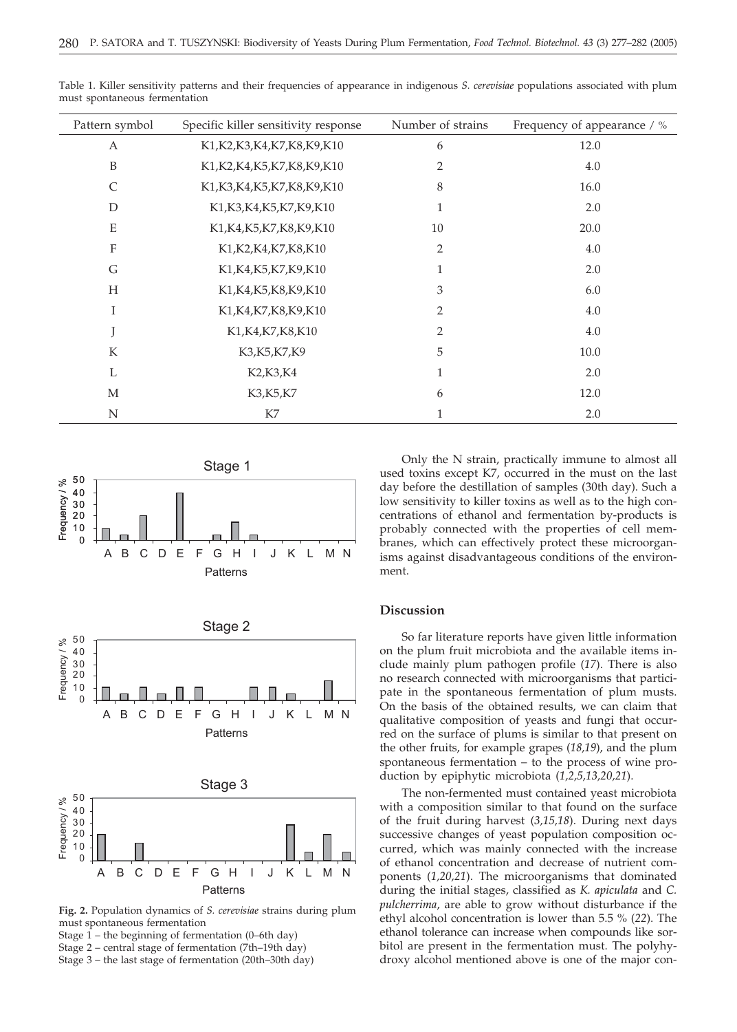Table 1. Killer sensitivity patterns and their frequencies of appearance in indigenous *S. cerevisiae* populations associated with plum must spontaneous fermentation

| Pattern symbol | Specific killer sensitivity response | Number of strains | Frequency of appearance / % |
|---|---|---|---|
| A | K1,K2,K3,K4,K7,K8,K9,K10 | 6 | 12.0 |
| B | K1,K2,K4,K5,K7,K8,K9,K10 | 2 | 4.0 |
| C | K1,K3,K4,K5,K7,K8,K9,K10 | 8 | 16.0 |
| D | K1,K3,K4,K5,K7,K9,K10 | 1 | 2.0 |
| E | K1,K4,K5,K7,K8,K9,K10 | 10 | 20.0 |
| F | K1,K2,K4,K7,K8,K10 | 2 | 4.0 |
| G | K1,K4,K5,K7,K9,K10 | 1 | 2.0 |
| H | K1,K4,K5,K8,K9,K10 | 3 | 6.0 |
| I | K1,K4,K7,K8,K9,K10 | 2 | 4.0 |
| J | K1,K4,K7,K8,K10 | 2 | 4.0 |
| K | K3,K5,K7,K9 | 5 | 10.0 |
| L | K2,K3,K4 | 1 | 2.0 |
| M | K3,K5,K7 | 6 | 12.0 |
| N | K7 | 1 | 2.0 |

**Fig. 2.** Population dynamics of *S. cerevisiae* strains during plum must spontaneous fermentation
Stage 1 – the beginning of fermentation (0–6th day)
Stage 2 – central stage of fermentation (7th–19th day)
Stage 3 – the last stage of fermentation (20th–30th day)

Only the N strain, practically immune to almost all used toxins except K7, occurred in the must on the last day before the destillation of samples (30th day). Such a low sensitivity to killer toxins as well as to the high concentrations of ethanol and fermentation by-products is probably connected with the properties of cell membranes, which can effectively protect these microorganisms against disadvantageous conditions of the environment.

## Discussion

So far literature reports have given little information on the plum fruit microbiota and the available items include mainly plum pathogen profile (*17*). There is also no research connected with microorganisms that participate in the spontaneous fermentation of plum musts. On the basis of the obtained results, we can claim that qualitative composition of yeasts and fungi that occurred on the surface of plums is similar to that present on the other fruits, for example grapes (*18,19*), and the plum spontaneous fermentation – to the process of wine production by epiphytic microbiota (*1,2,5,13,20,21*).

The non-fermented must contained yeast microbiota with a composition similar to that found on the surface of the fruit during harvest (*3,15,18*). During next days successive changes of yeast population composition occurred, which was mainly connected with the increase of ethanol concentration and decrease of nutrient components (*1,20,21*). The microorganisms that dominated during the initial stages, classified as *K. apiculata* and *C. pulcherrima*, are able to grow without disturbance if the ethyl alcohol concentration is lower than 5.5 % (*22*). The ethanol tolerance can increase when compounds like sorbitol are present in the fermentation must. The polyhydroxy alcohol mentioned above is one of the major con-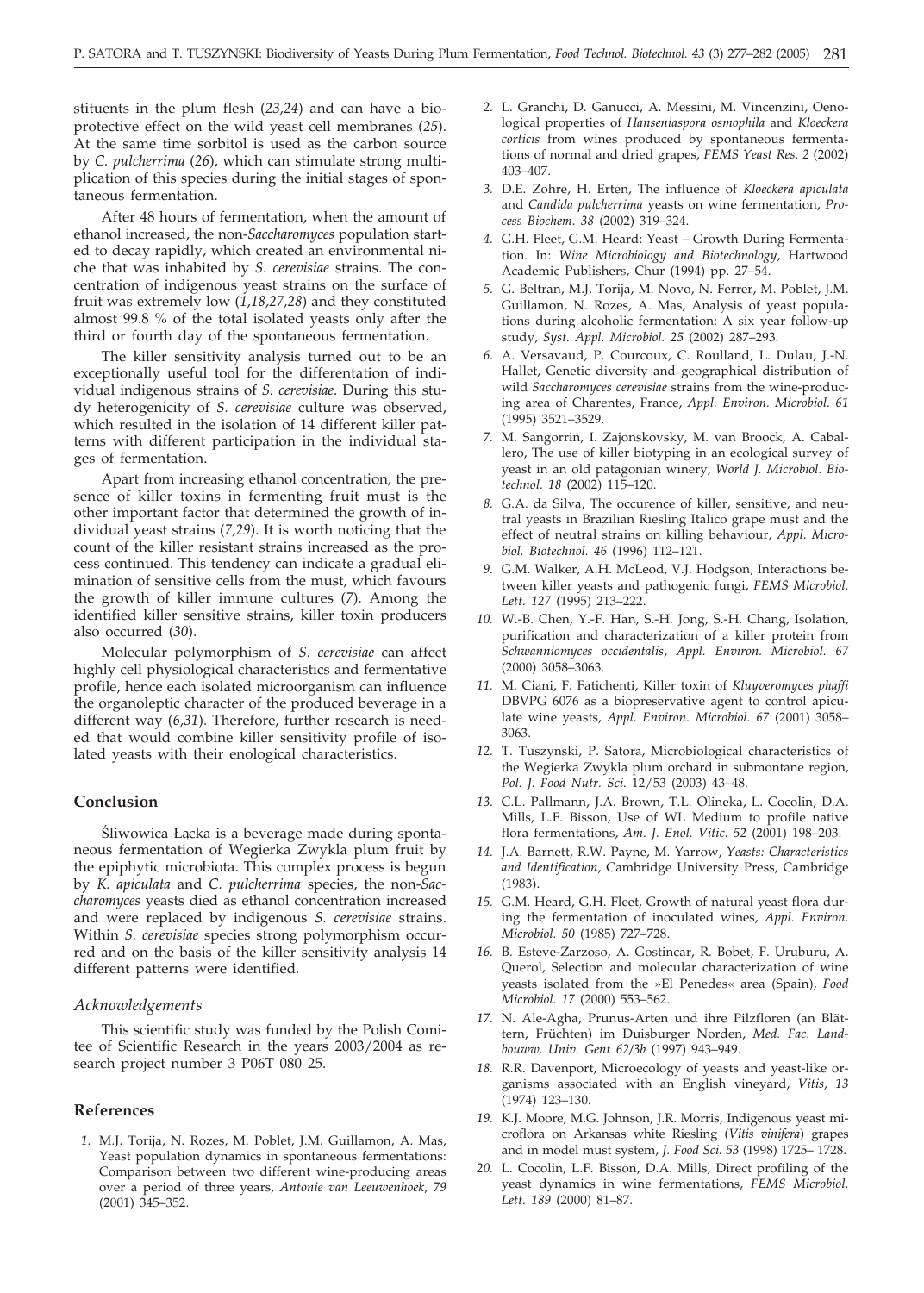stituents in the plum flesh (*23,24*) and can have a bioprotective effect on the wild yeast cell membranes (*25*). At the same time sorbitol is used as the carbon source by *C. pulcherrima* (*26*), which can stimulate strong multiplication of this species during the initial stages of spontaneous fermentation.

After 48 hours of fermentation, when the amount of ethanol increased, the non-*Saccharomyces* population started to decay rapidly, which created an environmental niche that was inhabited by *S. cerevisiae* strains. The concentration of indigenous yeast strains on the surface of fruit was extremely low (*1,18,27,28*) and they constituted almost 99.8 % of the total isolated yeasts only after the third or fourth day of the spontaneous fermentation.

The killer sensitivity analysis turned out to be an exceptionally useful tool for the differentation of individual indigenous strains of *S. cerevisiae*. During this study heterogenicity of *S. cerevisiae* culture was observed, which resulted in the isolation of 14 different killer patterns with different participation in the individual stages of fermentation.

Apart from increasing ethanol concentration, the presence of killer toxins in fermenting fruit must is the other important factor that determined the growth of individual yeast strains (*7,29*). It is worth noticing that the count of the killer resistant strains increased as the process continued. This tendency can indicate a gradual elimination of sensitive cells from the must, which favours the growth of killer immune cultures (*7*). Among the identified killer sensitive strains, killer toxin producers also occurred (*30*).

Molecular polymorphism of *S. cerevisiae* can affect highly cell physiological characteristics and fermentative profile, hence each isolated microorganism can influence the organoleptic character of the produced beverage in a different way (*6,31*). Therefore, further research is needed that would combine killer sensitivity profile of isolated yeasts with their enological characteristics.

## Conclusion

Śliwowica Łącka is a beverage made during spontaneous fermentation of Wegierka Zwykla plum fruit by the epiphytic microbiota. This complex process is begun by *K. apiculata* and *C. pulcherrima* species, the non-*Saccharomyces* yeasts died as ethanol concentration increased and were replaced by indigenous *S. cerevisiae* strains. Within *S. cerevisiae* species strong polymorphism occurred and on the basis of the killer sensitivity analysis 14 different patterns were identified.

### *Acknowledgements*

This scientific study was funded by the Polish Comitee of Scientific Research in the years 2003/2004 as research project number 3 P06T 080 25.

## References

1. M.J. Torija, N. Rozes, M. Poblet, J.M. Guillamon, A. Mas, Yeast population dynamics in spontaneous fermentations: Comparison between two different wine-producing areas over a period of three years, *Antonie van Leeuwenhoek, 79* (2001) 345–352.
2. L. Granchi, D. Ganucci, A. Messini, M. Vincenzini, Oenological properties of *Hanseniaspora osmophila* and *Kloeckera corticis* from wines produced by spontaneous fermentations of normal and dried grapes, *FEMS Yeast Res. 2* (2002) 403–407.
3. D.E. Zohre, H. Erten, The influence of *Kloeckera apiculata* and *Candida pulcherrima* yeasts on wine fermentation, *Process Biochem. 38* (2002) 319–324.
4. G.H. Fleet, G.M. Heard: Yeast – Growth During Fermentation. In: *Wine Microbiology and Biotechnology*, Hartwood Academic Publishers, Chur (1994) pp. 27–54.
5. G. Beltran, M.J. Torija, M. Novo, N. Ferrer, M. Poblet, J.M. Guillamon, N. Rozes, A. Mas, Analysis of yeast populations during alcoholic fermentation: A six year follow-up study, *Syst. Appl. Microbiol. 25* (2002) 287–293.
6. A. Versavaud, P. Courcoux, C. Roulland, L. Dulau, J.-N. Hallet, Genetic diversity and geographical distribution of wild *Saccharomyces cerevisiae* strains from the wine-producing area of Charentes, France, *Appl. Environ. Microbiol. 61* (1995) 3521–3529.
7. M. Sangorrin, I. Zajonskovsky, M. van Broock, A. Caballero, The use of killer biotyping in an ecological survey of yeast in an old patagonian winery, *World J. Microbiol. Biotechnol. 18* (2002) 115–120.
8. G.A. da Silva, The occurence of killer, sensitive, and neutral yeasts in Brazilian Riesling Italico grape must and the effect of neutral strains on killing behaviour, *Appl. Microbiol. Biotechnol. 46* (1996) 112–121.
9. G.M. Walker, A.H. McLeod, V.J. Hodgson, Interactions between killer yeasts and pathogenic fungi, *FEMS Microbiol. Lett. 127* (1995) 213–222.
10. W.-B. Chen, Y.-F. Han, S.-H. Jong, S.-H. Chang, Isolation, purification and characterization of a killer protein from *Schwanniomyces occidentalis*, *Appl. Environ. Microbiol. 67* (2000) 3058–3063.
11. M. Ciani, F. Fatichenti, Killer toxin of *Kluyveromyces phaffi* DBVPG 6076 as a biopreservative agent to control apiculate wine yeasts, *Appl. Environ. Microbiol. 67* (2001) 3058–3063.
12. T. Tuszynski, P. Satora, Microbiological characteristics of the Wegierka Zwykla plum orchard in submontane region, *Pol. J. Food Nutr. Sci.* 12/53 (2003) 43–48.
13. C.L. Pallmann, J.A. Brown, T.L. Olineka, L. Cocolin, D.A. Mills, L.F. Bisson, Use of WL Medium to profile native flora fermentations, *Am. J. Enol. Vitic. 52* (2001) 198–203.
14. J.A. Barnett, R.W. Payne, M. Yarrow, *Yeasts: Characteristics and Identification*, Cambridge University Press, Cambridge (1983).
15. G.M. Heard, G.H. Fleet, Growth of natural yeast flora during the fermentation of inoculated wines, *Appl. Environ. Microbiol. 50* (1985) 727–728.
16. B. Esteve-Zarzoso, A. Gostincar, R. Bobet, F. Uruburu, A. Querol, Selection and molecular characterization of wine yeasts isolated from the »El Penedes« area (Spain), *Food Microbiol. 17* (2000) 553–562.
17. N. Ale-Agha, Prunus-Arten und ihre Pilzfloren (an Blättern, Früchten) im Duisburger Norden, *Med. Fac. Landbouww. Univ. Gent 62/3b* (1997) 943–949.
18. R.R. Davenport, Microecology of yeasts and yeast-like organisms associated with an English vineyard, *Vitis, 13* (1974) 123–130.
19. K.J. Moore, M.G. Johnson, J.R. Morris, Indigenous yeast microflora on Arkansas white Riesling (*Vitis vinifera*) grapes and in model must system, *J. Food Sci. 53* (1998) 1725– 1728.
20. L. Cocolin, L.F. Bisson, D.A. Mills, Direct profiling of the yeast dynamics in wine fermentations, *FEMS Microbiol. Lett. 189* (2000) 81–87.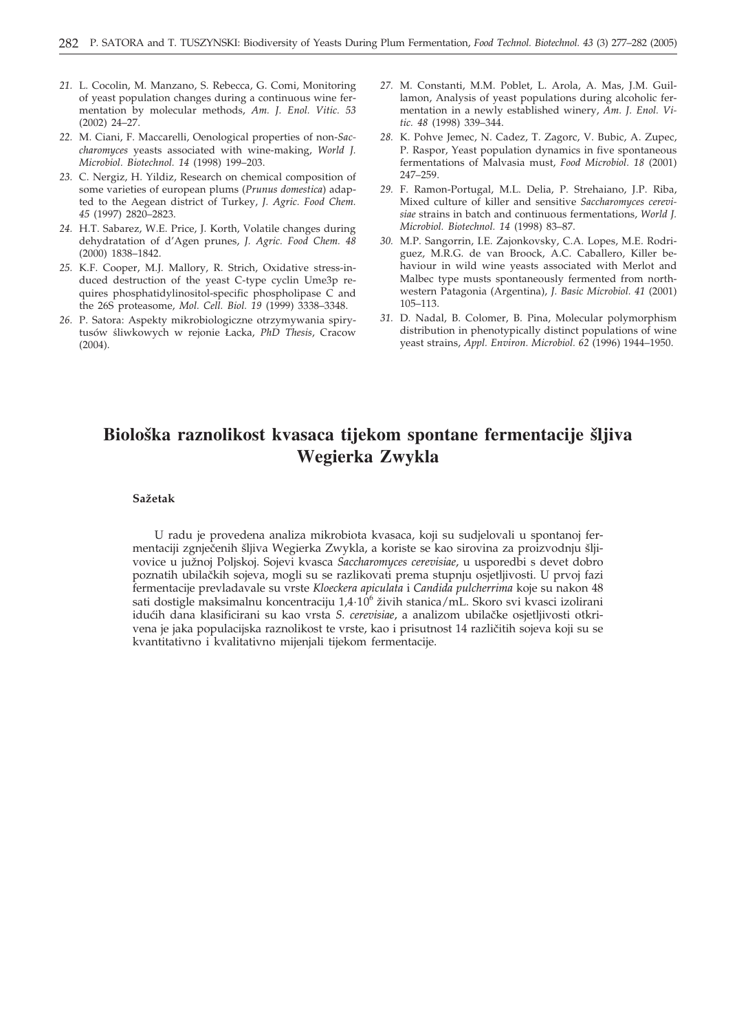21. L. Cocolin, M. Manzano, S. Rebecca, G. Comi, Monitoring of yeast population changes during a continuous wine fermentation by molecular methods, *Am. J. Enol. Vitic. 53* (2002) 24–27.

22. M. Ciani, F. Maccarelli, Oenological properties of non-*Saccharomyces* yeasts associated with wine-making, *World J. Microbiol. Biotechnol. 14* (1998) 199–203.

23. C. Nergiz, H. Yildiz, Research on chemical composition of some varieties of european plums (*Prunus domestica*) adapted to the Aegean district of Turkey, *J. Agric. Food Chem. 45* (1997) 2820–2823.

24. H.T. Sabarez, W.E. Price, J. Korth, Volatile changes during dehydratation of d'Agen prunes, *J. Agric. Food Chem. 48* (2000) 1838–1842.

25. K.F. Cooper, M.J. Mallory, R. Strich, Oxidative stress-induced destruction of the yeast C-type cyclin Ume3p requires phosphatidylinositol-specific phospholipase C and the 26S proteasome, *Mol. Cell. Biol. 19* (1999) 3338–3348.

26. P. Satora: Aspekty mikrobiologiczne otrzymywania spirytusów śliwkowych w rejonie Łacka, *PhD Thesis*, Cracow (2004).

27. M. Constanti, M.M. Poblet, L. Arola, A. Mas, J.M. Guillamon, Analysis of yeast populations during alcoholic fermentation in a newly established winery, *Am. J. Enol. Vitic. 48* (1998) 339–344.

28. K. Pohve Jemec, N. Cadez, T. Zagorc, V. Bubic, A. Zupec, P. Raspor, Yeast population dynamics in five spontaneous fermentations of Malvasia must, *Food Microbiol. 18* (2001) 247–259.

29. F. Ramon-Portugal, M.L. Delia, P. Strehaiano, J.P. Riba, Mixed culture of killer and sensitive *Saccharomyces cerevisiae* strains in batch and continuous fermentations, *World J. Microbiol. Biotechnol. 14* (1998) 83–87.

30. M.P. Sangorrin, I.E. Zajonkovsky, C.A. Lopes, M.E. Rodriguez, M.R.G. de van Broock, A.C. Caballero, Killer behaviour in wild wine yeasts associated with Merlot and Malbec type musts spontaneously fermented from northwestern Patagonia (Argentina), *J. Basic Microbiol. 41* (2001) 105–113.

31. D. Nadal, B. Colomer, B. Pina, Molecular polymorphism distribution in phenotypically distinct populations of wine yeast strains, *Appl. Environ. Microbiol. 62* (1996) 1944–1950.

# Biološka raznolikost kvasaca tijekom spontane fermentacije šljiva Wegierka Zwykla

### Sažetak

U radu je provedena analiza mikrobiota kvasaca, koji su sudjelovali u spontanoj fermentaciji zgnječenih šljiva Wegierka Zwykla, a koriste se kao sirovina za proizvodnju šljivovice u južnoj Poljskoj. Sojevi kvasca *Saccharomyces cerevisiae*, u usporedbi s devet dobro poznatih ubilačkih sojeva, mogli su se razlikovati prema stupnju osjetljivosti. U prvoj fazi fermentacije prevladavale su vrste *Kloeckera apiculata* i *Candida pulcherrima* koje su nakon 48 sati dostigle maksimalnu koncentraciju $1{,}4 \cdot 10^6$ živih stanica/mL. Skoro svi kvasci izolirani idućih dana klasificirani su kao vrsta *S. cerevisiae*, a analizom ubilačke osjetljivosti otkrivena je jaka populacijska raznolikost te vrste, kao i prisutnost 14 različitih sojeva koji su se kvantitativno i kvalitativno mijenjali tijekom fermentacije.